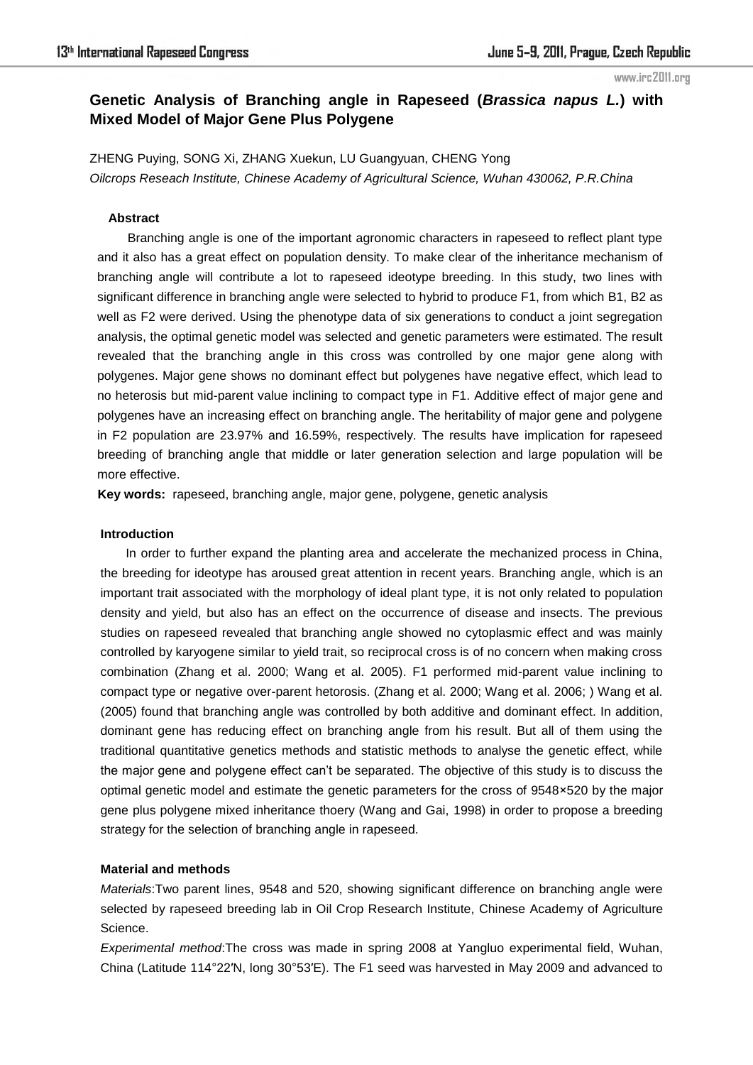# Genetic Analysis of Branching angle in Rapeseed (*Brassica napus L.*) with Mixed Model of Major Gene Plus Polygene

ZHENG Puying, SONG Xi, ZHANG Xuekun, LU Guangyuan, CHENG Yong

*Oilcrops Reseach Institute, Chinese Academy of Agricultural Science, Wuhan 430062, P.R.China*

## Abstract

Branching angle is one of the important agronomic characters in rapeseed to reflect plant type and it also has a great effect on population density. To make clear of the inheritance mechanism of branching angle will contribute a lot to rapeseed ideotype breeding. In this study, two lines with significant difference in branching angle were selected to hybrid to produce F1, from which B1, B2 as well as F2 were derived. Using the phenotype data of six generations to conduct a joint segregation analysis, the optimal genetic model was selected and genetic parameters were estimated. The result revealed that the branching angle in this cross was controlled by one major gene along with polygenes. Major gene shows no dominant effect but polygenes have negative effect, which lead to no heterosis but mid-parent value inclining to compact type in F1. Additive effect of major gene and polygenes have an increasing effect on branching angle. The heritability of major gene and polygene in F2 population are 23.97% and 16.59%, respectively. The results have implication for rapeseed breeding of branching angle that middle or later generation selection and large population will be more effective.

**Key words:** rapeseed, branching angle, major gene, polygene, genetic analysis

## Introduction

In order to further expand the planting area and accelerate the mechanized process in China, the breeding for ideotype has aroused great attention in recent years. Branching angle, which is an important trait associated with the morphology of ideal plant type, it is not only related to population density and yield, but also has an effect on the occurrence of disease and insects. The previous studies on rapeseed revealed that branching angle showed no cytoplasmic effect and was mainly controlled by karyogene similar to yield trait, so reciprocal cross is of no concern when making cross combination (Zhang et al. 2000; Wang et al. 2005). F1 performed mid-parent value inclining to compact type or negative over-parent hetorosis. (Zhang et al. 2000; Wang et al. 2006; ) Wang et al. (2005) found that branching angle was controlled by both additive and dominant effect. In addition, dominant gene has reducing effect on branching angle from his result. But all of them using the traditional quantitative genetics methods and statistic methods to analyse the genetic effect, while the major gene and polygene effect can't be separated. The objective of this study is to discuss the optimal genetic model and estimate the genetic parameters for the cross of 9548×520 by the major gene plus polygene mixed inheritance thoery (Wang and Gai, 1998) in order to propose a breeding strategy for the selection of branching angle in rapeseed.

## Material and methods

*Materials*:Two parent lines, 9548 and 520, showing significant difference on branching angle were selected by rapeseed breeding lab in Oil Crop Research Institute, Chinese Academy of Agriculture Science.

*Experimental method*:The cross was made in spring 2008 at Yangluo experimental field, Wuhan, China (Latitude 114°22′N, long 30°53′E). The F1 seed was harvested in May 2009 and advanced to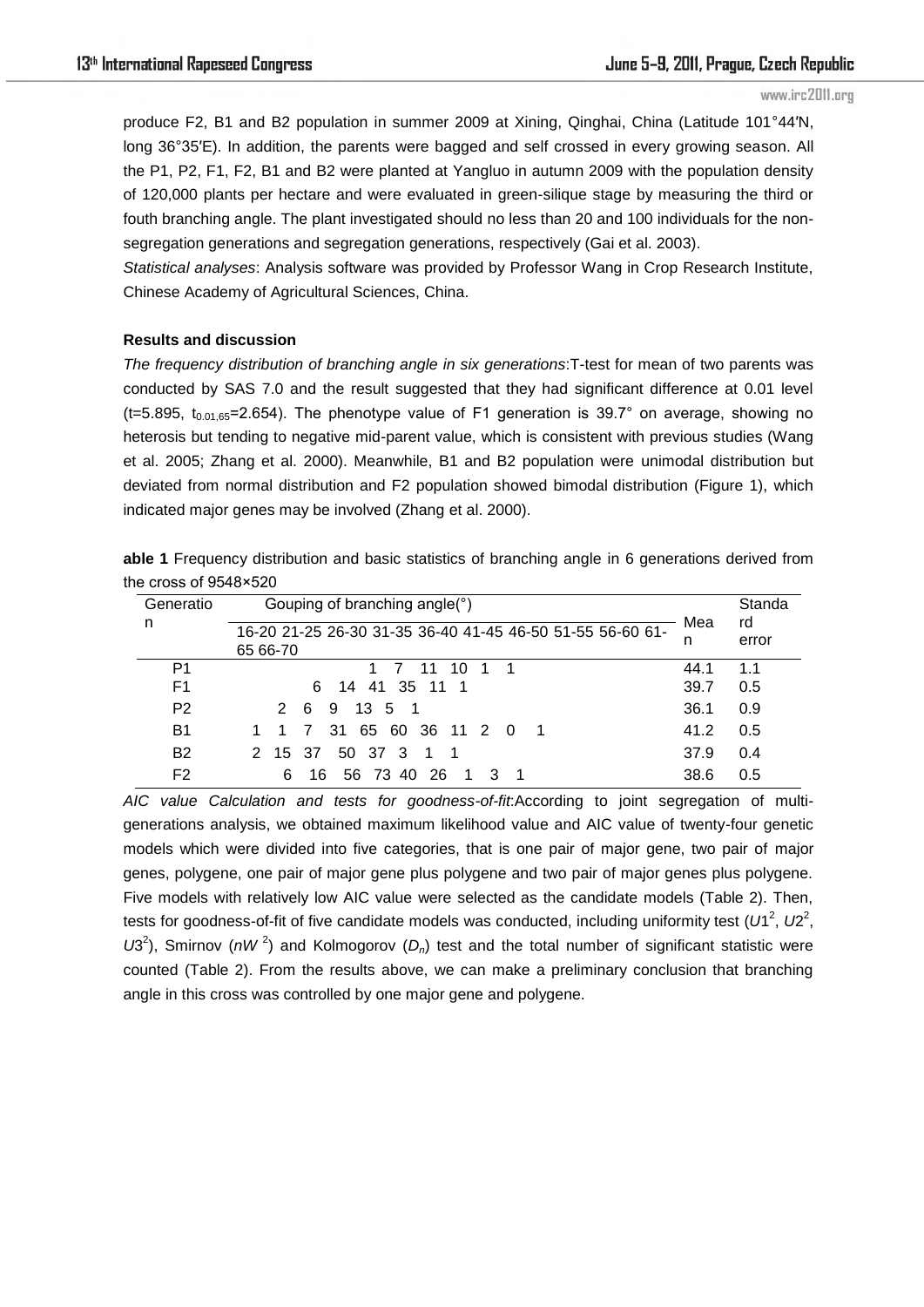produce F2, B1 and B2 population in summer 2009 at Xining, Qinghai, China (Latitude 101°44′N, long 36°35′E). In addition, the parents were bagged and self crossed in every growing season. All the P1, P2, F1, F2, B1 and B2 were planted at Yangluo in autumn 2009 with the population density of 120,000 plants per hectare and were evaluated in green-silique stage by measuring the third or fouth branching angle. The plant investigated should no less than 20 and 100 individuals for the non-segregation generations and segregation generations, respectively (Gai et al. 2003).

*Statistical analyses*: Analysis software was provided by Professor Wang in Crop Research Institute, Chinese Academy of Agricultural Sciences, China.

**Results and discussion**

*The frequency distribution of branching angle in six generations*:T-test for mean of two parents was conducted by SAS 7.0 and the result suggested that they had significant difference at 0.01 level ($t$=5.895, $t_{0.01,65}$=2.654). The phenotype value of F1 generation is 39.7° on average, showing no heterosis but tending to negative mid-parent value, which is consistent with previous studies (Wang et al. 2005; Zhang et al. 2000). Meanwhile, B1 and B2 population were unimodal distribution but deviated from normal distribution and F2 population showed bimodal distribution (Figure 1), which indicated major genes may be involved (Zhang et al. 2000).

**able 1** Frequency distribution and basic statistics of branching angle in 6 generations derived from the cross of 9548×520

| Generation | Gouping of branching angle(°) | | | | | | | | | | | Mean | Standard error |
|---|---|---|---|---|---|---|---|---|---|---|---|---|---|
| | 16-20 | 21-25 | 26-30 | 31-35 | 36-40 | 41-45 | 46-50 | 51-55 | 56-60 | 61-65 | 66-70 | | |
| P1 | | | | 1 | 7 | 11 | 10 | 1 | 1 | | | 44.1 | 1.1 |
| F1 | | | 6 | 14 | 41 | 35 | 11 | 1 | | | | 39.7 | 0.5 |
| P2 | | 2 | 6 | 9 | 13 | 5 | 1 | | | | | 36.1 | 0.9 |
| B1 | 1 | 1 | 7 | 31 | 65 | 60 | 36 | 11 | 2 | 0 | 1 | 41.2 | 0.5 |
| B2 | 2 | 15 | 37 | 50 | 37 | 3 | 1 | 1 | | | | 37.9 | 0.4 |
| F2 | | 6 | 16 | 56 | 73 | 40 | 26 | 1 | 3 | 1 | | 38.6 | 0.5 |

*AIC value Calculation and tests for goodness-of-fit*:According to joint segregation of multi-generations analysis, we obtained maximum likelihood value and AIC value of twenty-four genetic models which were divided into five categories, that is one pair of major gene, two pair of major genes, polygene, one pair of major gene plus polygene and two pair of major genes plus polygene. Five models with relatively low AIC value were selected as the candidate models (Table 2). Then, tests for goodness-of-fit of five candidate models was conducted, including uniformity test ($U1^2$, $U2^2$, $U3^2$), Smirnov ($nW^2$) and Kolmogorov ($D_n$) test and the total number of significant statistic were counted (Table 2). From the results above, we can make a preliminary conclusion that branching angle in this cross was controlled by one major gene and polygene.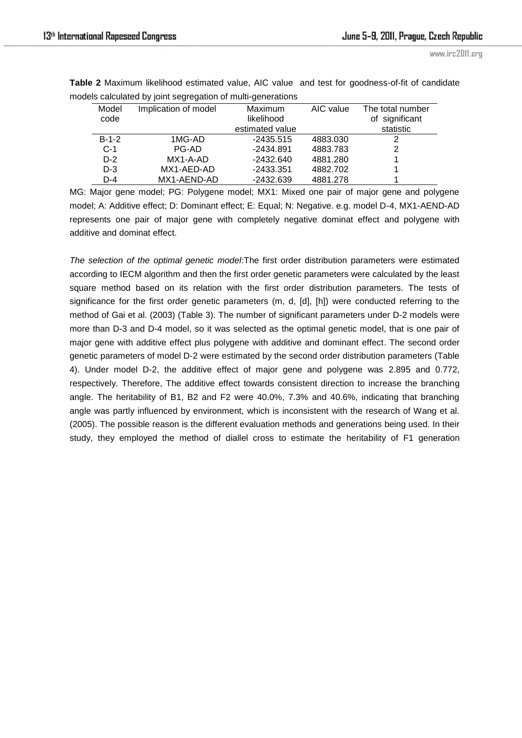**Table 2** Maximum likelihood estimated value, AIC value and test for goodness-of-fit of candidate models calculated by joint segregation of multi-generations

| Model code | Implication of model | Maximum likelihood estimated value | AIC value | The total number of significant statistic |
|---|---|---|---|---|
| B-1-2 | 1MG-AD | -2435.515 | 4883.030 | 2 |
| C-1 | PG-AD | -2434.891 | 4883.783 | 2 |
| D-2 | MX1-A-AD | -2432.640 | 4881.280 | 1 |
| D-3 | MX1-AED-AD | -2433.351 | 4882.702 | 1 |
| D-4 | MX1-AEND-AD | -2432.639 | 4881.278 | 1 |

MG: Major gene model; PG: Polygene model; MX1: Mixed one pair of major gene and polygene model; A: Additive effect; D: Dominant effect; E: Equal; N: Negative. e.g. model D-4, MX1-AEND-AD represents one pair of major gene with completely negative dominat effect and polygene with additive and dominat effect.

*The selection of the optimal genetic model*:The first order distribution parameters were estimated according to IECM algorithm and then the first order genetic parameters were calculated by the least square method based on its relation with the first order distribution parameters. The tests of significance for the first order genetic parameters (m, d, [d], [h]) were conducted referring to the method of Gai et al. (2003) (Table 3). The number of significant parameters under D-2 models were more than D-3 and D-4 model, so it was selected as the optimal genetic model, that is one pair of major gene with additive effect plus polygene with additive and dominant effect. The second order genetic parameters of model D-2 were estimated by the second order distribution parameters (Table 4). Under model D-2, the additive effect of major gene and polygene was 2.895 and 0.772, respectively. Therefore, The additive effect towards consistent direction to increase the branching angle. The heritability of B1, B2 and F2 were 40.0%, 7.3% and 40.6%, indicating that branching angle was partly influenced by environment, which is inconsistent with the research of Wang et al. (2005). The possible reason is the different evaluation methods and generations being used. In their study, they employed the method of diallel cross to estimate the heritability of F1 generation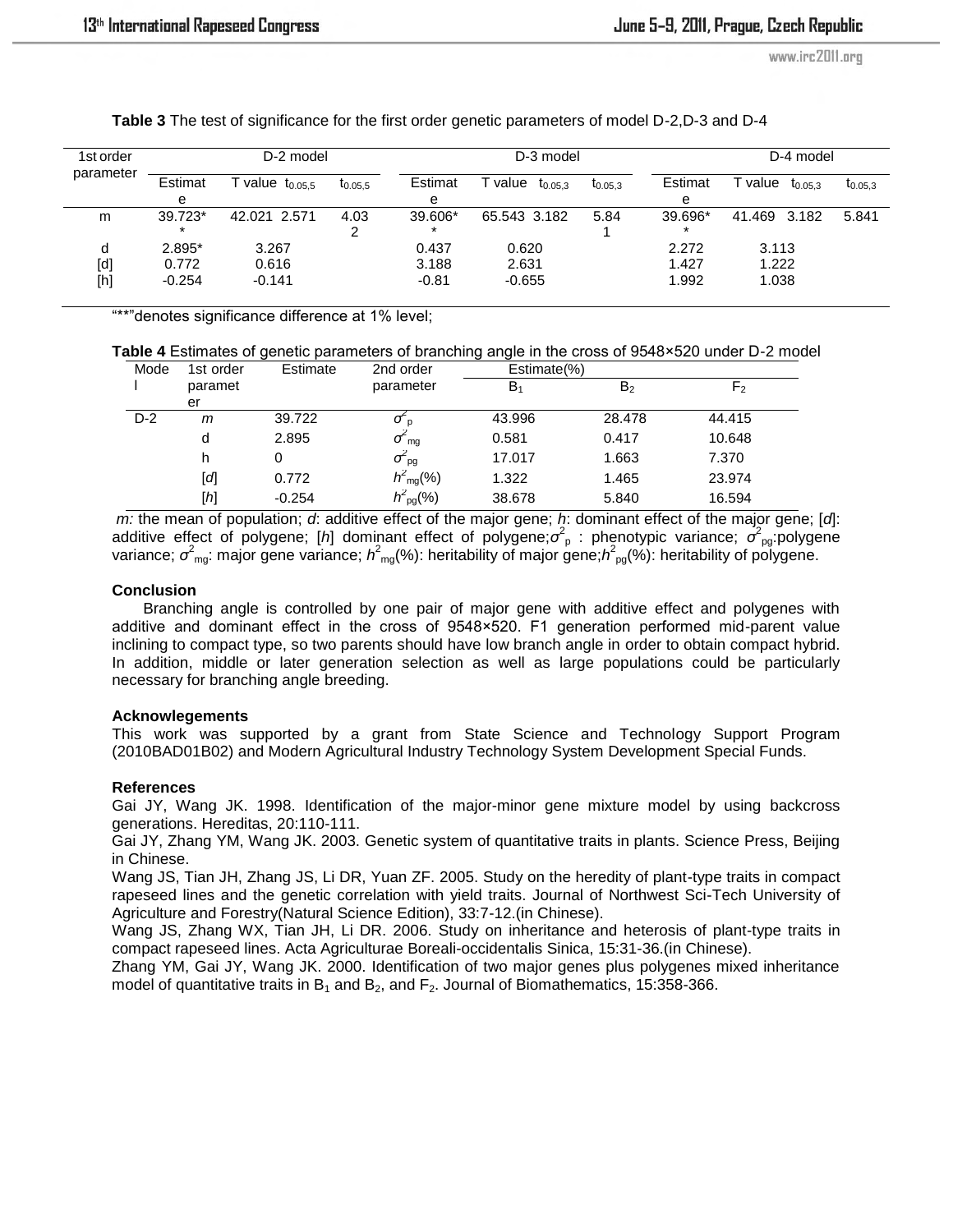**Table 3** The test of significance for the first order genetic parameters of model D-2,D-3 and D-4

| 1st order parameter | D-2 model | | | D-3 model | | | D-4 model | | |
|---|---|---|---|---|---|---|---|---|---|
| | Estimate | T value $t_{0.05,5}$ | $t_{0.05,5}$ | Estimate | T value $t_{0.05,3}$ | $t_{0.05,3}$ | Estimate | T value $t_{0.05,3}$ | $t_{0.05,3}$ |
| m | 39.723** | 42.021 2.571 | 4.032 | 39.606** | 65.543 3.182 | 5.841 | 39.696** | 41.469 3.182 | 5.841 |
| d | 2.895* | 3.267 | | 0.437 | 0.620 | | 2.272 | 3.113 | |
| [d] | 0.772 | 0.616 | | 3.188 | 2.631 | | 1.427 | 1.222 | |
| [h] | -0.254 | -0.141 | | -0.81 | -0.655 | | 1.992 | 1.038 | |

"**"denotes significance difference at 1% level;

**Table 4** Estimates of genetic parameters of branching angle in the cross of 9548×520 under D-2 model

| Model | 1st order parameter | Estimate | 2nd order parameter | Estimate(%) | | |
|---|---|---|---|---|---|---|
| | | | | $B_1$ | $B_2$ | $F_2$ |
| D-2 | *m* | 39.722 | $\sigma^2_p$ | 43.996 | 28.478 | 44.415 |
| | d | 2.895 | $\sigma^2_{mg}$ | 0.581 | 0.417 | 10.648 |
| | h | 0 | $\sigma^2_{pg}$ | 17.017 | 1.663 | 7.370 |
| | [*d*] | 0.772 | $h^2_{mg}$(%) | 1.322 | 1.465 | 23.974 |
| | [*h*] | -0.254 | $h^2_{pg}$(%) | 38.678 | 5.840 | 16.594 |

*m:* the mean of population; *d*: additive effect of the major gene; *h*: dominant effect of the major gene; [*d*]: additive effect of polygene; [*h*] dominant effect of polygene; $\sigma^2_p$ : phenotypic variance; $\sigma^2_{pg}$:polygene variance; $\sigma^2_{mg}$: major gene variance; $h^2_{mg}$(%): heritability of major gene; $h^2_{pg}$(%): heritability of polygene.

## Conclusion

Branching angle is controlled by one pair of major gene with additive effect and polygenes with additive and dominant effect in the cross of 9548×520. F1 generation performed mid-parent value inclining to compact type, so two parents should have low branch angle in order to obtain compact hybrid. In addition, middle or later generation selection as well as large populations could be particularly necessary for branching angle breeding.

## Acknowlegements

This work was supported by a grant from State Science and Technology Support Program (2010BAD01B02) and Modern Agricultural Industry Technology System Development Special Funds.

## References

Gai JY, Wang JK. 1998. Identification of the major-minor gene mixture model by using backcross generations. Hereditas, 20:110-111.

Gai JY, Zhang YM, Wang JK. 2003. Genetic system of quantitative traits in plants. Science Press, Beijing in Chinese.

Wang JS, Tian JH, Zhang JS, Li DR, Yuan ZF. 2005. Study on the heredity of plant-type traits in compact rapeseed lines and the genetic correlation with yield traits. Journal of Northwest Sci-Tech University of Agriculture and Forestry(Natural Science Edition), 33:7-12.(in Chinese).

Wang JS, Zhang WX, Tian JH, Li DR. 2006. Study on inheritance and heterosis of plant-type traits in compact rapeseed lines. Acta Agriculturae Boreali-occidentalis Sinica, 15:31-36.(in Chinese).

Zhang YM, Gai JY, Wang JK. 2000. Identification of two major genes plus polygenes mixed inheritance model of quantitative traits in $B_1$ and $B_2$, and $F_2$. Journal of Biomathematics, 15:358-366.